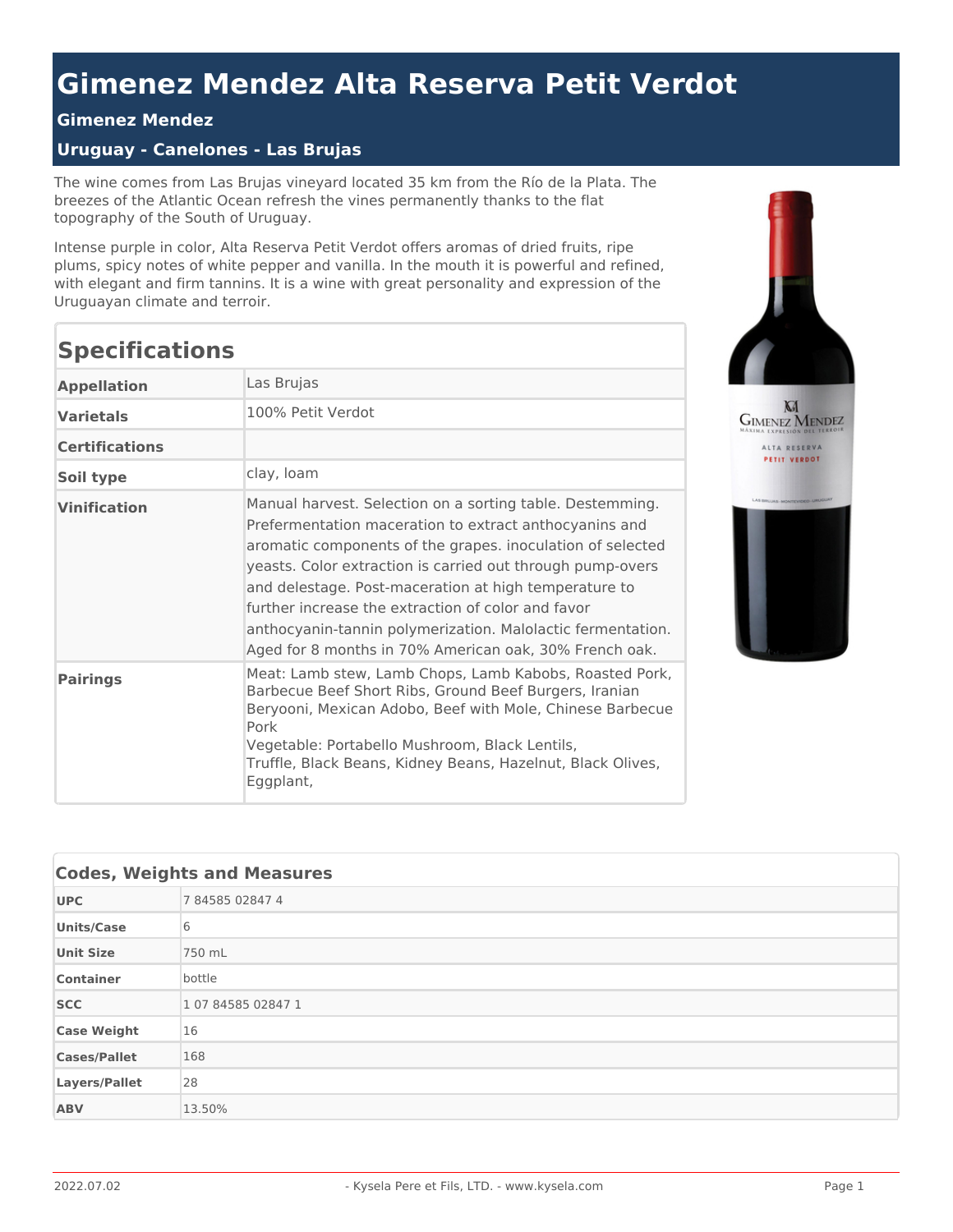# Gimenez Mendez Alta Reserva Petit Verdot

### Gimenez Mendez

### Uruguay - Canelones - Las Brujas

The wine comes from Las Brujas vineyard located 35 km from the Río de la Plata. The breezes of the Atlantic Ocean refresh the vines permanently thanks to the flat topography of the South of Uruguay.

Intense purple in color, Alta Reserva Petit Verdot offers aromas of dried fruits, ripe plums, spicy notes of white pepper and vanilla. In the mouth it is powerful and refined, with elegant and firm tannins. It is a wine with great personality and expression of the Uruguayan climate and terroir.

## Specifications

| | |
|---|---|
| **Appellation** | Las Brujas |
| **Varietals** | 100% Petit Verdot |
| **Certifications** | |
| **Soil type** | clay, loam |
| **Vinification** | Manual harvest. Selection on a sorting table. Destemming. Prefermentation maceration to extract anthocyanins and aromatic components of the grapes. inoculation of selected yeasts. Color extraction is carried out through pump-overs and delestage. Post-maceration at high temperature to further increase the extraction of color and favor anthocyanin-tannin polymerization. Malolactic fermentation. Aged for 8 months in 70% American oak, 30% French oak. |
| **Pairings** | Meat: Lamb stew, Lamb Chops, Lamb Kabobs, Roasted Pork, Barbecue Beef Short Ribs, Ground Beef Burgers, Iranian Beryooni, Mexican Adobo, Beef with Mole, Chinese Barbecue Pork<br>Vegetable: Portabello Mushroom, Black Lentils, Truffle, Black Beans, Kidney Beans, Hazelnut, Black Olives, Eggplant, |

## Codes, Weights and Measures

| | |
|---|---|
| **UPC** | 7 84585 02847 4 |
| **Units/Case** | 6 |
| **Unit Size** | 750 mL |
| **Container** | bottle |
| **SCC** | 1 07 84585 02847 1 |
| **Case Weight** | 16 |
| **Cases/Pallet** | 168 |
| **Layers/Pallet** | 28 |
| **ABV** | 13.50% |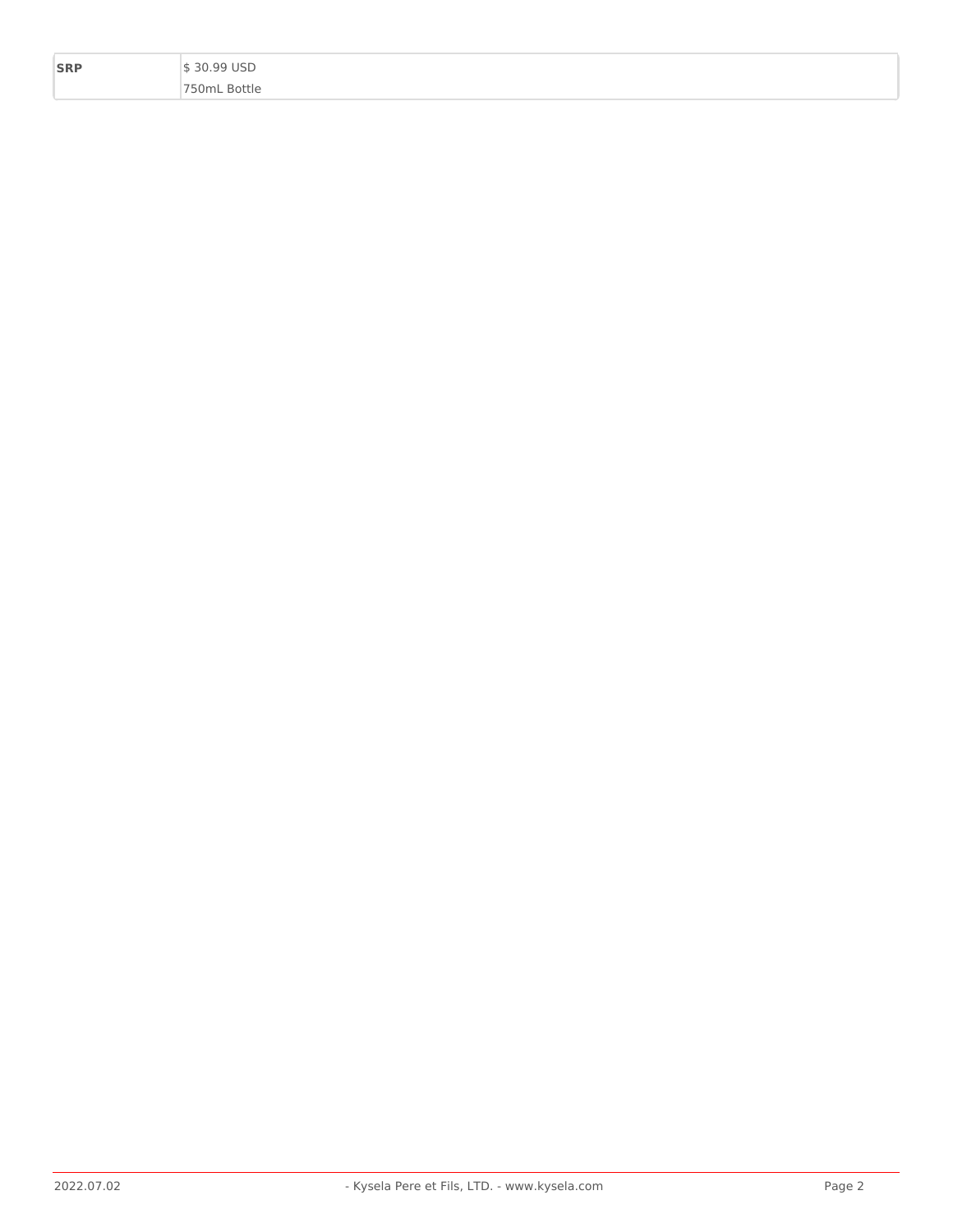| | |
|---|---|
| **SRP** | $ 30.99 USD<br>750mL Bottle |